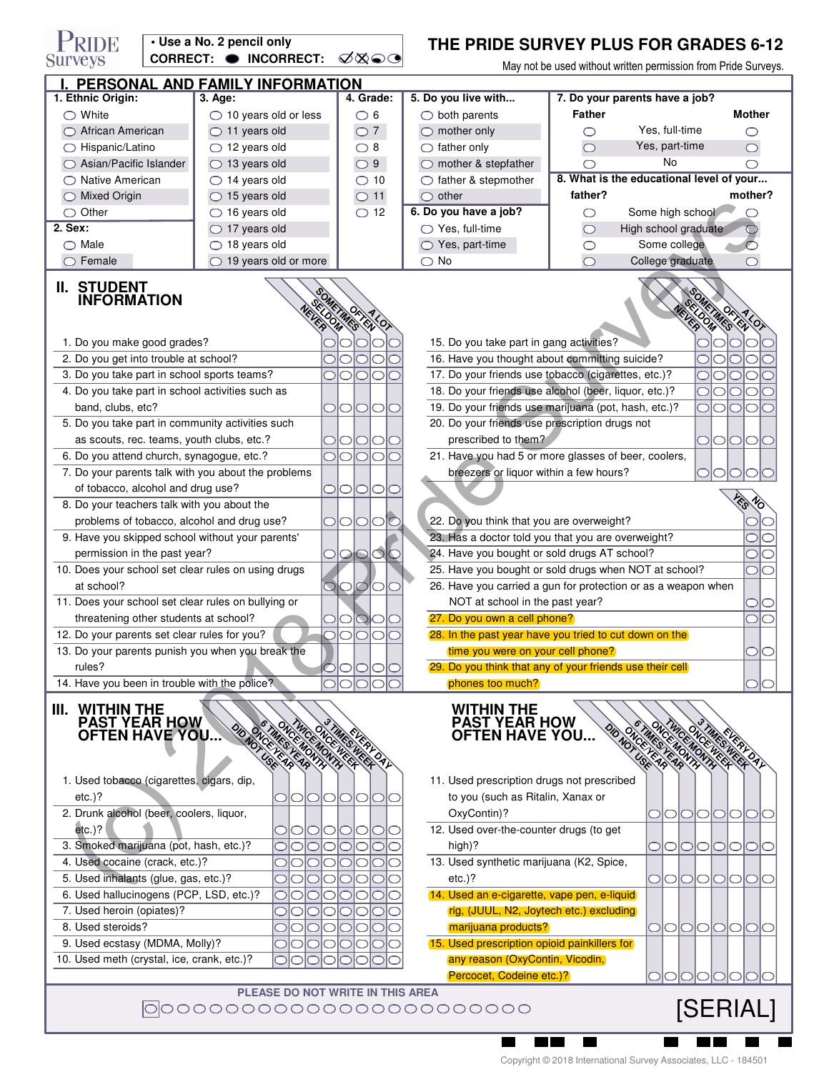# THE PRIDE SURVEY PLUS FOR GRADES 6-12

PRIDE Surveys

- Use a No. 2 pencil only

CORRECT: ● INCORRECT: ✓ ✗ ◒ ◑

May not be used without written permission from Pride Surveys.

## I. PERSONAL AND FAMILY INFORMATION

**1. Ethnic Origin:**
- ◯ White
- ◯ African American
- ◯ Hispanic/Latino
- ◯ Asian/Pacific Islander
- ◯ Native American
- ◯ Mixed Origin
- ◯ Other

**2. Sex:**
- ◯ Male
- ◯ Female

**3. Age:**
- ◯ 10 years old or less
- ◯ 11 years old
- ◯ 12 years old
- ◯ 13 years old
- ◯ 14 years old
- ◯ 15 years old
- ◯ 16 years old
- ◯ 17 years old
- ◯ 18 years old
- ◯ 19 years old or more

**4. Grade:**
- ◯ 6
- ◯ 7
- ◯ 8
- ◯ 9
- ◯ 10
- ◯ 11
- ◯ 12

**5. Do you live with...**
- ◯ both parents
- ◯ mother only
- ◯ father only
- ◯ mother & stepfather
- ◯ father & stepmother
- ◯ other

**6. Do you have a job?**
- ◯ Yes, full-time
- ◯ Yes, part-time
- ◯ No

**7. Do your parents have a job?**

| Father | | Mother |
|---|---|---|
| ◯ | Yes, full-time | ◯ |
| ◯ | Yes, part-time | ◯ |
| ◯ | No | ◯ |

**8. What is the educational level of your...**

| father? | | mother? |
|---|---|---|
| ◯ | Some high school | ◯ |
| ◯ | High school graduate | ◯ |
| ◯ | Some college | ◯ |
| ◯ | College graduate | ◯ |

## II. STUDENT INFORMATION

| | NEVER | SELDOM | SOMETIMES | OFTEN | A LOT |
|---|---|---|---|---|---|
| 1. Do you make good grades? | ◯ | ◯ | ◯ | ◯ | ◯ |
| 2. Do you get into trouble at school? | ◯ | ◯ | ◯ | ◯ | ◯ |
| 3. Do you take part in school sports teams? | ◯ | ◯ | ◯ | ◯ | ◯ |
| 4. Do you take part in school activities such as band, clubs, etc? | ◯ | ◯ | ◯ | ◯ | ◯ |
| 5. Do you take part in community activities such as scouts, rec. teams, youth clubs, etc.? | ◯ | ◯ | ◯ | ◯ | ◯ |
| 6. Do you attend church, synagogue, etc.? | ◯ | ◯ | ◯ | ◯ | ◯ |
| 7. Do your parents talk with you about the problems of tobacco, alcohol and drug use? | ◯ | ◯ | ◯ | ◯ | ◯ |
| 8. Do your teachers talk with you about the problems of tobacco, alcohol and drug use? | ◯ | ◯ | ◯ | ◯ | ◯ |
| 9. Have you skipped school without your parents' permission in the past year? | ◯ | ◯ | ◯ | ◯ | ◯ |
| 10. Does your school set clear rules on using drugs at school? | ◯ | ◯ | ◯ | ◯ | ◯ |
| 11. Does your school set clear rules on bullying or threatening other students at school? | ◯ | ◯ | ◯ | ◯ | ◯ |
| 12. Do your parents set clear rules for you? | ◯ | ◯ | ◯ | ◯ | ◯ |
| 13. Do your parents punish you when you break the rules? | ◯ | ◯ | ◯ | ◯ | ◯ |
| 14. Have you been in trouble with the police? | ◯ | ◯ | ◯ | ◯ | ◯ |
| 15. Do you take part in gang activities? | ◯ | ◯ | ◯ | ◯ | ◯ |
| 16. Have you thought about committing suicide? | ◯ | ◯ | ◯ | ◯ | ◯ |
| 17. Do your friends use tobacco (cigarettes, etc.)? | ◯ | ◯ | ◯ | ◯ | ◯ |
| 18. Do your friends use alcohol (beer, liquor, etc.)? | ◯ | ◯ | ◯ | ◯ | ◯ |
| 19. Do your friends use marijuana (pot, hash, etc.)? | ◯ | ◯ | ◯ | ◯ | ◯ |
| 20. Do your friends use prescription drugs not prescribed to them? | ◯ | ◯ | ◯ | ◯ | ◯ |
| 21. Have you had 5 or more glasses of beer, coolers, breezers or liquor within a few hours? | ◯ | ◯ | ◯ | ◯ | ◯ |

| | YES | NO |
|---|---|---|
| 22. Do you think that you are overweight? | ◯ | ◯ |
| 23. Has a doctor told you that you are overweight? | ◯ | ◯ |
| 24. Have you bought or sold drugs AT school? | ◯ | ◯ |
| 25. Have you bought or sold drugs when NOT at school? | ◯ | ◯ |
| 26. Have you carried a gun for protection or as a weapon when NOT at school in the past year? | ◯ | ◯ |
| 27. Do you own a cell phone? | ◯ | ◯ |
| 28. In the past year have you tried to cut down on the time you were on your cell phone? | ◯ | ◯ |
| 29. Do you think that any of your friends use their cell phones too much? | ◯ | ◯ |

## III. WITHIN THE PAST YEAR HOW OFTEN HAVE YOU...

| | DID NOT USE | ONCE/YEAR | 6 TIMES/YEAR | ONCE/MONTH | TWICE/MONTH | ONCE/WEEK | 3 TIMES/WEEK | EVERY DAY |
|---|---|---|---|---|---|---|---|---|
| 1. Used tobacco (cigarettes, cigars, dip, etc.)? | ◯ | ◯ | ◯ | ◯ | ◯ | ◯ | ◯ | ◯ |
| 2. Drunk alcohol (beer, coolers, liquor, etc.)? | ◯ | ◯ | ◯ | ◯ | ◯ | ◯ | ◯ | ◯ |
| 3. Smoked marijuana (pot, hash, etc.)? | ◯ | ◯ | ◯ | ◯ | ◯ | ◯ | ◯ | ◯ |
| 4. Used cocaine (crack, etc.)? | ◯ | ◯ | ◯ | ◯ | ◯ | ◯ | ◯ | ◯ |
| 5. Used inhalants (glue, gas, etc.)? | ◯ | ◯ | ◯ | ◯ | ◯ | ◯ | ◯ | ◯ |
| 6. Used hallucinogens (PCP, LSD, etc.)? | ◯ | ◯ | ◯ | ◯ | ◯ | ◯ | ◯ | ◯ |
| 7. Used heroin (opiates)? | ◯ | ◯ | ◯ | ◯ | ◯ | ◯ | ◯ | ◯ |
| 8. Used steroids? | ◯ | ◯ | ◯ | ◯ | ◯ | ◯ | ◯ | ◯ |
| 9. Used ecstasy (MDMA, Molly)? | ◯ | ◯ | ◯ | ◯ | ◯ | ◯ | ◯ | ◯ |
| 10. Used meth (crystal, ice, crank, etc.)? | ◯ | ◯ | ◯ | ◯ | ◯ | ◯ | ◯ | ◯ |
| 11. Used prescription drugs not prescribed to you (such as Ritalin, Xanax or OxyContin)? | ◯ | ◯ | ◯ | ◯ | ◯ | ◯ | ◯ | ◯ |
| 12. Used over-the-counter drugs (to get high)? | ◯ | ◯ | ◯ | ◯ | ◯ | ◯ | ◯ | ◯ |
| 13. Used synthetic marijuana (K2, Spice, etc.)? | ◯ | ◯ | ◯ | ◯ | ◯ | ◯ | ◯ | ◯ |
| 14. Used an e-cigarette, vape pen, e-liquid rig, (JUUL, N2, Joytech etc.) excluding marijuana products? | ◯ | ◯ | ◯ | ◯ | ◯ | ◯ | ◯ | ◯ |
| 15. Used prescription opioid painkillers for any reason (OxyContin, Vicodin, Percocet, Codeine etc.)? | ◯ | ◯ | ◯ | ◯ | ◯ | ◯ | ◯ | ◯ |

PLEASE DO NOT WRITE IN THIS AREA

[SERIAL]

Copyright © 2018 International Survey Associates, LLC - 184501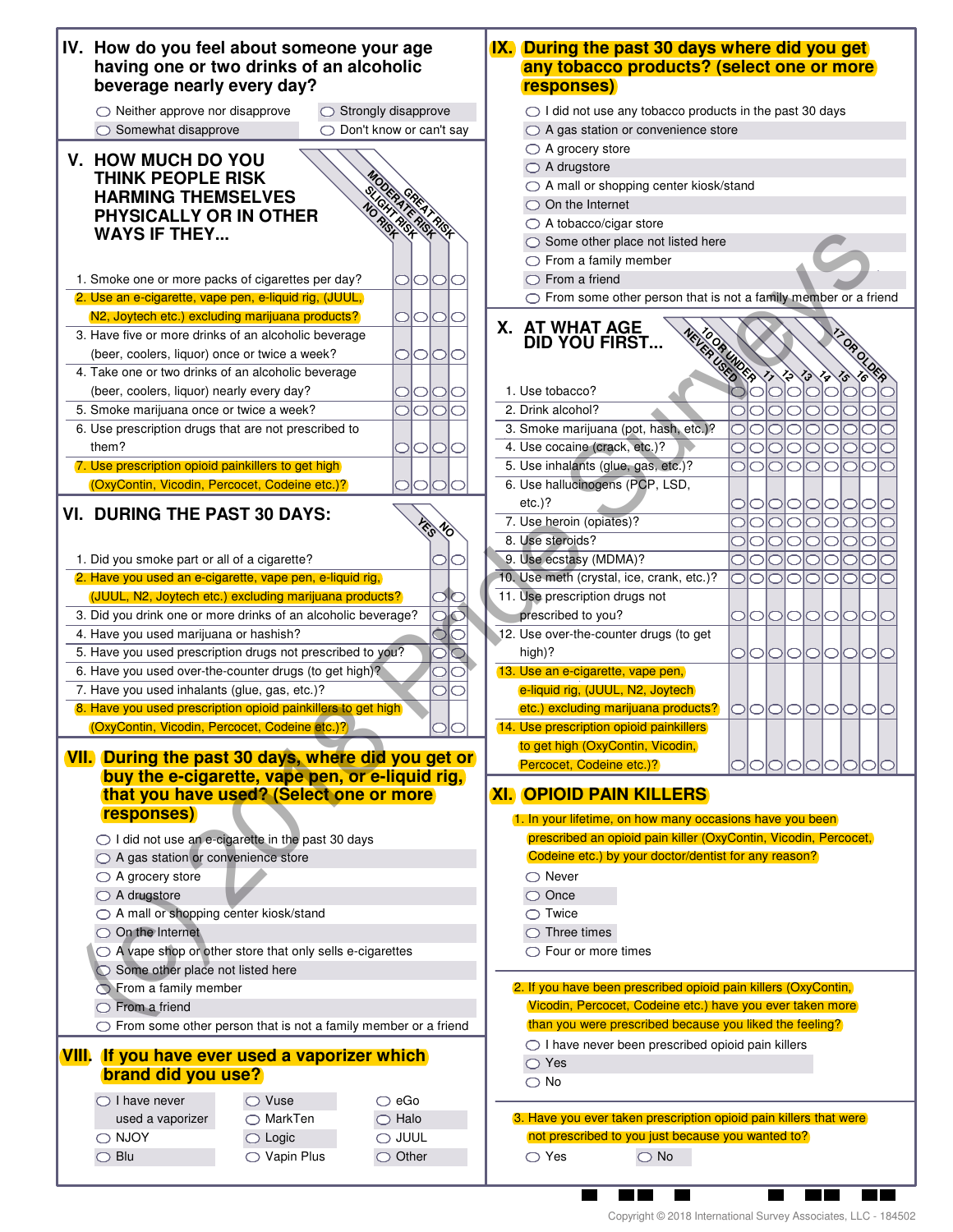## IV. How do you feel about someone your age having one or two drinks of an alcoholic beverage nearly every day?

- ○ Neither approve nor disapprove
- ○ Strongly disapprove
- ○ Somewhat disapprove
- ○ Don't know or can't say

## V. HOW MUCH DO YOU THINK PEOPLE RISK HARMING THEMSELVES PHYSICALLY OR IN OTHER WAYS IF THEY...

| | NO RISK | SLIGHT RISK | MODERATE RISK | GREAT RISK |
|---|---|---|---|---|
| 1. Smoke one or more packs of cigarettes per day? | ○ | ○ | ○ | ○ |
| 2. Use an e-cigarette, vape pen, e-liquid rig, (JUUL, N2, Joytech etc.) excluding marijuana products? | ○ | ○ | ○ | ○ |
| 3. Have five or more drinks of an alcoholic beverage (beer, coolers, liquor) once or twice a week? | ○ | ○ | ○ | ○ |
| 4. Take one or two drinks of an alcoholic beverage (beer, coolers, liquor) nearly every day? | ○ | ○ | ○ | ○ |
| 5. Smoke marijuana once or twice a week? | ○ | ○ | ○ | ○ |
| 6. Use prescription drugs that are not prescribed to them? | ○ | ○ | ○ | ○ |
| 7. Use prescription opioid painkillers to get high (OxyContin, Vicodin, Percocet, Codeine etc.)? | ○ | ○ | ○ | ○ |

## VI. DURING THE PAST 30 DAYS:

| | YES | NO |
|---|---|---|
| 1. Did you smoke part or all of a cigarette? | ○ | ○ |
| 2. Have you used an e-cigarette, vape pen, e-liquid rig, (JUUL, N2, Joytech etc.) excluding marijuana products? | ○ | ○ |
| 3. Did you drink one or more drinks of an alcoholic beverage? | ○ | ○ |
| 4. Have you used marijuana or hashish? | ○ | ○ |
| 5. Have you used prescription drugs not prescribed to you? | ○ | ○ |
| 6. Have you used over-the-counter drugs (to get high)? | ○ | ○ |
| 7. Have you used inhalants (glue, gas, etc.)? | ○ | ○ |
| 8. Have you used prescription opioid painkillers to get high (OxyContin, Vicodin, Percocet, Codeine etc.)? | ○ | ○ |

## VII. During the past 30 days, where did you get or buy the e-cigarette, vape pen, or e-liquid rig, that you have used? (Select one or more responses)

- ○ I did not use an e-cigarette in the past 30 days
- ○ A gas station or convenience store
- ○ A grocery store
- ○ A drugstore
- ○ A mall or shopping center kiosk/stand
- ○ On the Internet
- ○ A vape shop or other store that only sells e-cigarettes
- ○ Some other place not listed here
- ○ From a family member
- ○ From a friend
- ○ From some other person that is not a family member or a friend

## VIII. If you have ever used a vaporizer which brand did you use?

- ○ I have never used a vaporizer
- ○ NJOY
- ○ Blu
- ○ Vuse
- ○ MarkTen
- ○ Logic
- ○ Vapin Plus
- ○ eGo
- ○ Halo
- ○ JUUL
- ○ Other

## IX. During the past 30 days where did you get any tobacco products? (select one or more responses)

- ○ I did not use any tobacco products in the past 30 days
- ○ A gas station or convenience store
- ○ A grocery store
- ○ A drugstore
- ○ A mall or shopping center kiosk/stand
- ○ On the Internet
- ○ A tobacco/cigar store
- ○ Some other place not listed here
- ○ From a family member
- ○ From a friend
- ○ From some other person that is not a family member or a friend

## X. AT WHAT AGE DID YOU FIRST...

| | NEVER USED | 10 OR UNDER | 11 | 12 | 13 | 14 | 15 | 16 | 17 OR OLDER |
|---|---|---|---|---|---|---|---|---|---|
| 1. Use tobacco? | ○ | ○ | ○ | ○ | ○ | ○ | ○ | ○ | ○ |
| 2. Drink alcohol? | ○ | ○ | ○ | ○ | ○ | ○ | ○ | ○ | ○ |
| 3. Smoke marijuana (pot, hash, etc.)? | ○ | ○ | ○ | ○ | ○ | ○ | ○ | ○ | ○ |
| 4. Use cocaine (crack, etc.)? | ○ | ○ | ○ | ○ | ○ | ○ | ○ | ○ | ○ |
| 5. Use inhalants (glue, gas, etc.)? | ○ | ○ | ○ | ○ | ○ | ○ | ○ | ○ | ○ |
| 6. Use hallucinogens (PCP, LSD, etc.)? | ○ | ○ | ○ | ○ | ○ | ○ | ○ | ○ | ○ |
| 7. Use heroin (opiates)? | ○ | ○ | ○ | ○ | ○ | ○ | ○ | ○ | ○ |
| 8. Use steroids? | ○ | ○ | ○ | ○ | ○ | ○ | ○ | ○ | ○ |
| 9. Use ecstasy (MDMA)? | ○ | ○ | ○ | ○ | ○ | ○ | ○ | ○ | ○ |
| 10. Use meth (crystal, ice, crank, etc.)? | ○ | ○ | ○ | ○ | ○ | ○ | ○ | ○ | ○ |
| 11. Use prescription drugs not prescribed to you? | ○ | ○ | ○ | ○ | ○ | ○ | ○ | ○ | ○ |
| 12. Use over-the-counter drugs (to get high)? | ○ | ○ | ○ | ○ | ○ | ○ | ○ | ○ | ○ |
| 13. Use an e-cigarette, vape pen, e-liquid rig, (JUUL, N2, Joytech etc.) excluding marijuana products? | ○ | ○ | ○ | ○ | ○ | ○ | ○ | ○ | ○ |
| 14. Use prescription opioid painkillers to get high (OxyContin, Vicodin, Percocet, Codeine etc.)? | ○ | ○ | ○ | ○ | ○ | ○ | ○ | ○ | ○ |

## XI. OPIOID PAIN KILLERS

1. In your lifetime, on how many occasions have you been prescribed an opioid pain killer (OxyContin, Vicodin, Percocet, Codeine etc.) by your doctor/dentist for any reason?
   - ○ Never
   - ○ Once
   - ○ Twice
   - ○ Three times
   - ○ Four or more times

2. If you have been prescribed opioid pain killers (OxyContin, Vicodin, Percocet, Codeine etc.) have you ever taken more than you were prescribed because you liked the feeling?
   - ○ I have never been prescribed opioid pain killers
   - ○ Yes
   - ○ No

3. Have you ever taken prescription opioid pain killers that were not prescribed to you just because you wanted to?
   - ○ Yes
   - ○ No

Copyright © 2018 International Survey Associates, LLC - 184502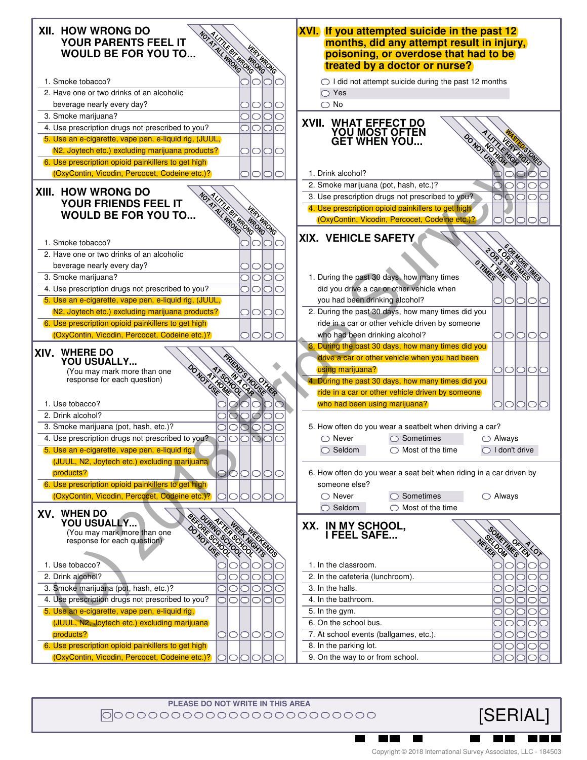## XII. HOW WRONG DO YOUR PARENTS FEEL IT WOULD BE FOR YOU TO...

| | NOT AT ALL WRONG | A LITTLE BIT WRONG | WRONG | VERY WRONG |
|---|---|---|---|---|
| 1. Smoke tobacco? | ○ | ○ | ○ | ○ |
| 2. Have one or two drinks of an alcoholic beverage nearly every day? | ○ | ○ | ○ | ○ |
| 3. Smoke marijuana? | ○ | ○ | ○ | ○ |
| 4. Use prescription drugs not prescribed to you? | ○ | ○ | ○ | ○ |
| 5. Use an e-cigarette, vape pen, e-liquid rig, (JUUL, N2, Joytech etc.) excluding marijuana products? | ○ | ○ | ○ | ○ |
| 6. Use prescription opioid painkillers to get high (OxyContin, Vicodin, Percocet, Codeine etc.)? | ○ | ○ | ○ | ○ |

## XIII. HOW WRONG DO YOUR FRIENDS FEEL IT WOULD BE FOR YOU TO...

| | NOT AT ALL WRONG | A LITTLE BIT WRONG | WRONG | VERY WRONG |
|---|---|---|---|---|
| 1. Smoke tobacco? | ○ | ○ | ○ | ○ |
| 2. Have one or two drinks of an alcoholic beverage nearly every day? | ○ | ○ | ○ | ○ |
| 3. Smoke marijuana? | ○ | ○ | ○ | ○ |
| 4. Use prescription drugs not prescribed to you? | ○ | ○ | ○ | ○ |
| 5. Use an e-cigarette, vape pen, e-liquid rig, (JUUL, N2, Joytech etc.) excluding marijuana products? | ○ | ○ | ○ | ○ |
| 6. Use prescription opioid painkillers to get high (OxyContin, Vicodin, Percocet, Codeine etc.)? | ○ | ○ | ○ | ○ |

## XIV. WHERE DO YOU USUALLY...

(You may mark more than one response for each question)

| | DO NOT USE | AT HOME | AT SCHOOL | IN A CAR | FRIEND'S HOUSE | OTHER |
|---|---|---|---|---|---|---|
| 1. Use tobacco? | ○ | ○ | ○ | ○ | ○ | ○ |
| 2. Drink alcohol? | ○ | ○ | ○ | ○ | ○ | ○ |
| 3. Smoke marijuana (pot, hash, etc.)? | ○ | ○ | ○ | ○ | ○ | ○ |
| 4. Use prescription drugs not prescribed to you? | ○ | ○ | ○ | ○ | ○ | ○ |
| 5. Use an e-cigarette, vape pen, e-liquid rig, (JUUL, N2, Joytech etc.) excluding marijuana products? | ○ | ○ | ○ | ○ | ○ | ○ |
| 6. Use prescription opioid painkillers to get high (OxyContin, Vicodin, Percocet, Codeine etc.)? | ○ | ○ | ○ | ○ | ○ | ○ |

## XV. WHEN DO YOU USUALLY...

(You may mark more than one response for each question)

| | DO NOT USE | BEFORE SCHOOL | DURING SCHOOL | AFTER SCHOOL | WEEK NIGHTS | WEEKENDS |
|---|---|---|---|---|---|---|
| 1. Use tobacco? | ○ | ○ | ○ | ○ | ○ | ○ |
| 2. Drink alcohol? | ○ | ○ | ○ | ○ | ○ | ○ |
| 3. Smoke marijuana (pot, hash, etc.)? | ○ | ○ | ○ | ○ | ○ | ○ |
| 4. Use prescription drugs not prescribed to you? | ○ | ○ | ○ | ○ | ○ | ○ |
| 5. Use an e-cigarette, vape pen, e-liquid rig, (JUUL, N2, Joytech etc.) excluding marijuana products? | ○ | ○ | ○ | ○ | ○ | ○ |
| 6. Use prescription opioid painkillers to get high (OxyContin, Vicodin, Percocet, Codeine etc.)? | ○ | ○ | ○ | ○ | ○ | ○ |

## XVI. If you attempted suicide in the past 12 months, did any attempt result in injury, poisoning, or overdose that had to be treated by a doctor or nurse?

- ○ I did not attempt suicide during the past 12 months
- ○ Yes
- ○ No

## XVII. WHAT EFFECT DO YOU MOST OFTEN GET WHEN YOU...

| | DO NOT USE | NO HIGH | A LITTLE HIGH | VERY HIGH | WASTED/STONED |
|---|---|---|---|---|---|
| 1. Drink alcohol? | ○ | ○ | ○ | ○ | ○ |
| 2. Smoke marijuana (pot, hash, etc.)? | ○ | ○ | ○ | ○ | ○ |
| 3. Use prescription drugs not prescribed to you? | ○ | ○ | ○ | ○ | ○ |
| 4. Use prescription opioid painkillers to get high (OxyContin, Vicodin, Percocet, Codeine etc.)? | ○ | ○ | ○ | ○ | ○ |

## XIX. VEHICLE SAFETY

| | 0 TIMES | 1 TIME | 2 OR 3 TIMES | 4 OR 5 TIMES | 6 OR MORE TIMES |
|---|---|---|---|---|---|
| 1. During the past 30 days, how many times did you drive a car or other vehicle when you had been drinking alcohol? | ○ | ○ | ○ | ○ | ○ |
| 2. During the past 30 days, how many times did you ride in a car or other vehicle driven by someone who had been drinking alcohol? | ○ | ○ | ○ | ○ | ○ |
| 3. During the past 30 days, how many times did you drive a car or other vehicle when you had been using marijuana? | ○ | ○ | ○ | ○ | ○ |
| 4. During the past 30 days, how many times did you ride in a car or other vehicle driven by someone who had been using marijuana? | ○ | ○ | ○ | ○ | ○ |

5. How often do you wear a seatbelt when driving a car?

- ○ Never
- ○ Seldom
- ○ Sometimes
- ○ Most of the time
- ○ Always
- ○ I don't drive

6. How often do you wear a seat belt when riding in a car driven by someone else?

- ○ Never
- ○ Seldom
- ○ Sometimes
- ○ Most of the time
- ○ Always

## XX. IN MY SCHOOL, I FEEL SAFE...

| | NEVER | SELDOM | SOMETIMES | OFTEN | A LOT |
|---|---|---|---|---|---|
| 1. In the classroom. | ○ | ○ | ○ | ○ | ○ |
| 2. In the cafeteria (lunchroom). | ○ | ○ | ○ | ○ | ○ |
| 3. In the halls. | ○ | ○ | ○ | ○ | ○ |
| 4. In the bathroom. | ○ | ○ | ○ | ○ | ○ |
| 5. In the gym. | ○ | ○ | ○ | ○ | ○ |
| 6. On the school bus. | ○ | ○ | ○ | ○ | ○ |
| 7. At school events (ballgames, etc.). | ○ | ○ | ○ | ○ | ○ |
| 8. In the parking lot. | ○ | ○ | ○ | ○ | ○ |
| 9. On the way to or from school. | ○ | ○ | ○ | ○ | ○ |

PLEASE DO NOT WRITE IN THIS AREA

[SERIAL]

Copyright © 2018 International Survey Associates, LLC - 184503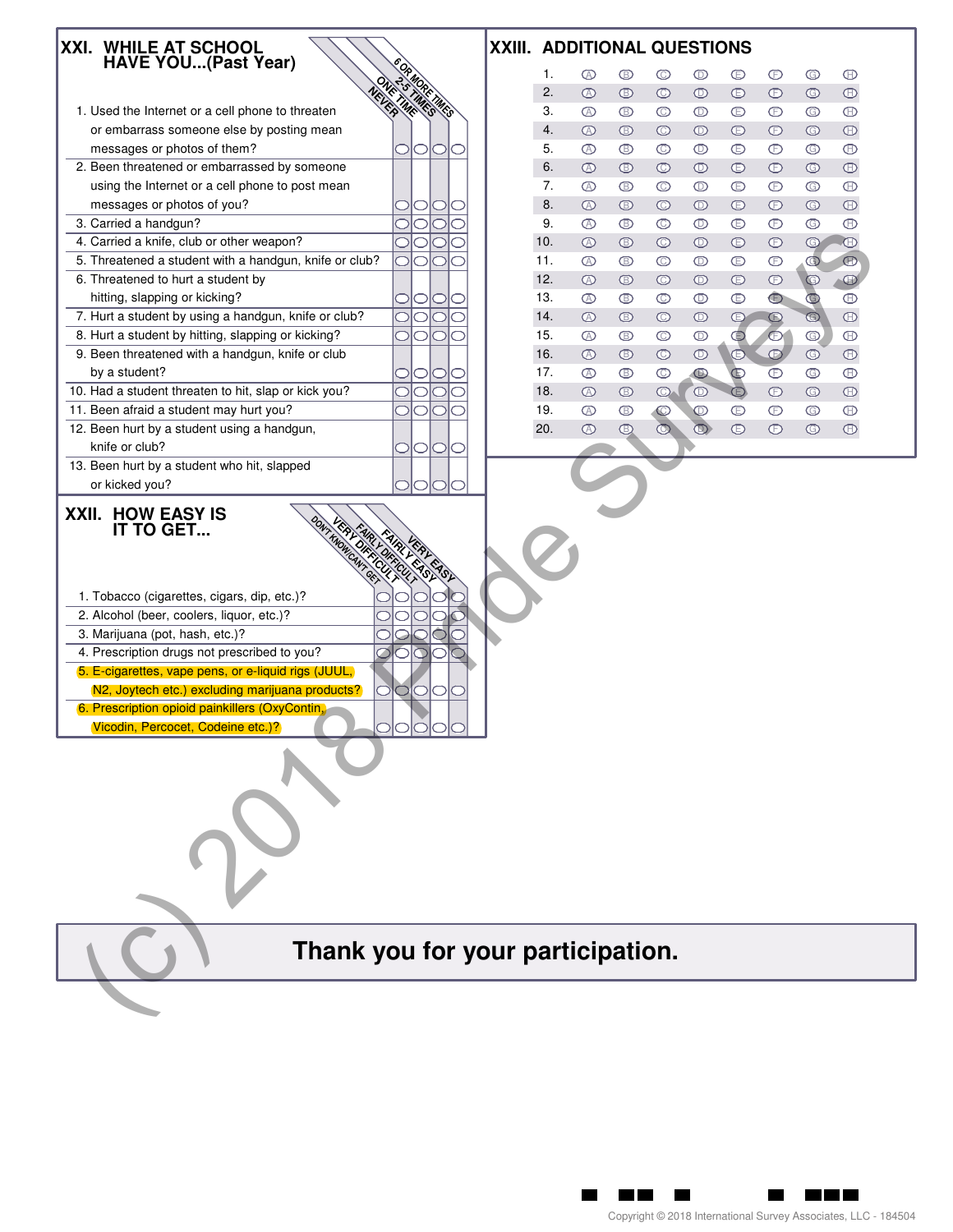## XXI. WHILE AT SCHOOL HAVE YOU...(Past Year)

| | NEVER | ONE TIME | 2-5 TIMES | 6 OR MORE TIMES |
|---|---|---|---|---|
| 1. Used the Internet or a cell phone to threaten or embarrass someone else by posting mean messages or photos of them? | ○ | ○ | ○ | ○ |
| 2. Been threatened or embarrassed by someone using the Internet or a cell phone to post mean messages or photos of you? | ○ | ○ | ○ | ○ |
| 3. Carried a handgun? | ○ | ○ | ○ | ○ |
| 4. Carried a knife, club or other weapon? | ○ | ○ | ○ | ○ |
| 5. Threatened a student with a handgun, knife or club? | ○ | ○ | ○ | ○ |
| 6. Threatened to hurt a student by hitting, slapping or kicking? | ○ | ○ | ○ | ○ |
| 7. Hurt a student by using a handgun, knife or club? | ○ | ○ | ○ | ○ |
| 8. Hurt a student by hitting, slapping or kicking? | ○ | ○ | ○ | ○ |
| 9. Been threatened with a handgun, knife or club by a student? | ○ | ○ | ○ | ○ |
| 10. Had a student threaten to hit, slap or kick you? | ○ | ○ | ○ | ○ |
| 11. Been afraid a student may hurt you? | ○ | ○ | ○ | ○ |
| 12. Been hurt by a student using a handgun, knife or club? | ○ | ○ | ○ | ○ |
| 13. Been hurt by a student who hit, slapped or kicked you? | ○ | ○ | ○ | ○ |

## XXII. HOW EASY IS IT TO GET...

| | DON'T KNOW/CAN'T GET | VERY DIFFICULT | FAIRLY DIFFICULT | FAIRLY EASY | VERY EASY |
|---|---|---|---|---|---|
| 1. Tobacco (cigarettes, cigars, dip, etc.)? | ○ | ○ | ○ | ○ | ○ |
| 2. Alcohol (beer, coolers, liquor, etc.)? | ○ | ○ | ○ | ○ | ○ |
| 3. Marijuana (pot, hash, etc.)? | ○ | ○ | ○ | ○ | ○ |
| 4. Prescription drugs not prescribed to you? | ○ | ○ | ○ | ○ | ○ |
| 5. E-cigarettes, vape pens, or e-liquid rigs (JUUL, N2, Joytech etc.) excluding marijuana products? | ○ | ○ | ○ | ○ | ○ |
| 6. Prescription opioid painkillers (OxyContin, Vicodin, Percocet, Codeine etc.)? | ○ | ○ | ○ | ○ | ○ |

## XXIII. ADDITIONAL QUESTIONS

| | | | | | | | | |
|---|---|---|---|---|---|---|---|---|
| 1. | Ⓐ | Ⓑ | Ⓒ | Ⓓ | Ⓔ | Ⓕ | Ⓖ | Ⓗ |
| 2. | Ⓐ | Ⓑ | Ⓒ | Ⓓ | Ⓔ | Ⓕ | Ⓖ | Ⓗ |
| 3. | Ⓐ | Ⓑ | Ⓒ | Ⓓ | Ⓔ | Ⓕ | Ⓖ | Ⓗ |
| 4. | Ⓐ | Ⓑ | Ⓒ | Ⓓ | Ⓔ | Ⓕ | Ⓖ | Ⓗ |
| 5. | Ⓐ | Ⓑ | Ⓒ | Ⓓ | Ⓔ | Ⓕ | Ⓖ | Ⓗ |
| 6. | Ⓐ | Ⓑ | Ⓒ | Ⓓ | Ⓔ | Ⓕ | Ⓖ | Ⓗ |
| 7. | Ⓐ | Ⓑ | Ⓒ | Ⓓ | Ⓔ | Ⓕ | Ⓖ | Ⓗ |
| 8. | Ⓐ | Ⓑ | Ⓒ | Ⓓ | Ⓔ | Ⓕ | Ⓖ | Ⓗ |
| 9. | Ⓐ | Ⓑ | Ⓒ | Ⓓ | Ⓔ | Ⓕ | Ⓖ | Ⓗ |
| 10. | Ⓐ | Ⓑ | Ⓒ | Ⓓ | Ⓔ | Ⓕ | Ⓖ | Ⓗ |
| 11. | Ⓐ | Ⓑ | Ⓒ | Ⓓ | Ⓔ | Ⓕ | Ⓖ | Ⓗ |
| 12. | Ⓐ | Ⓑ | Ⓒ | Ⓓ | Ⓔ | Ⓕ | Ⓖ | Ⓗ |
| 13. | Ⓐ | Ⓑ | Ⓒ | Ⓓ | Ⓔ | Ⓕ | Ⓖ | Ⓗ |
| 14. | Ⓐ | Ⓑ | Ⓒ | Ⓓ | Ⓔ | Ⓕ | Ⓖ | Ⓗ |
| 15. | Ⓐ | Ⓑ | Ⓒ | Ⓓ | Ⓔ | Ⓕ | Ⓖ | Ⓗ |
| 16. | Ⓐ | Ⓑ | Ⓒ | Ⓓ | Ⓔ | Ⓕ | Ⓖ | Ⓗ |
| 17. | Ⓐ | Ⓑ | Ⓒ | Ⓓ | Ⓔ | Ⓕ | Ⓖ | Ⓗ |
| 18. | Ⓐ | Ⓑ | Ⓒ | Ⓓ | Ⓔ | Ⓕ | Ⓖ | Ⓗ |
| 19. | Ⓐ | Ⓑ | Ⓒ | Ⓓ | Ⓔ | Ⓕ | Ⓖ | Ⓗ |
| 20. | Ⓐ | Ⓑ | Ⓒ | Ⓓ | Ⓔ | Ⓕ | Ⓖ | Ⓗ |

(c) 2018 Pride Surveys

**Thank you for your participation.**

Copyright © 2018 International Survey Associates, LLC - 184504